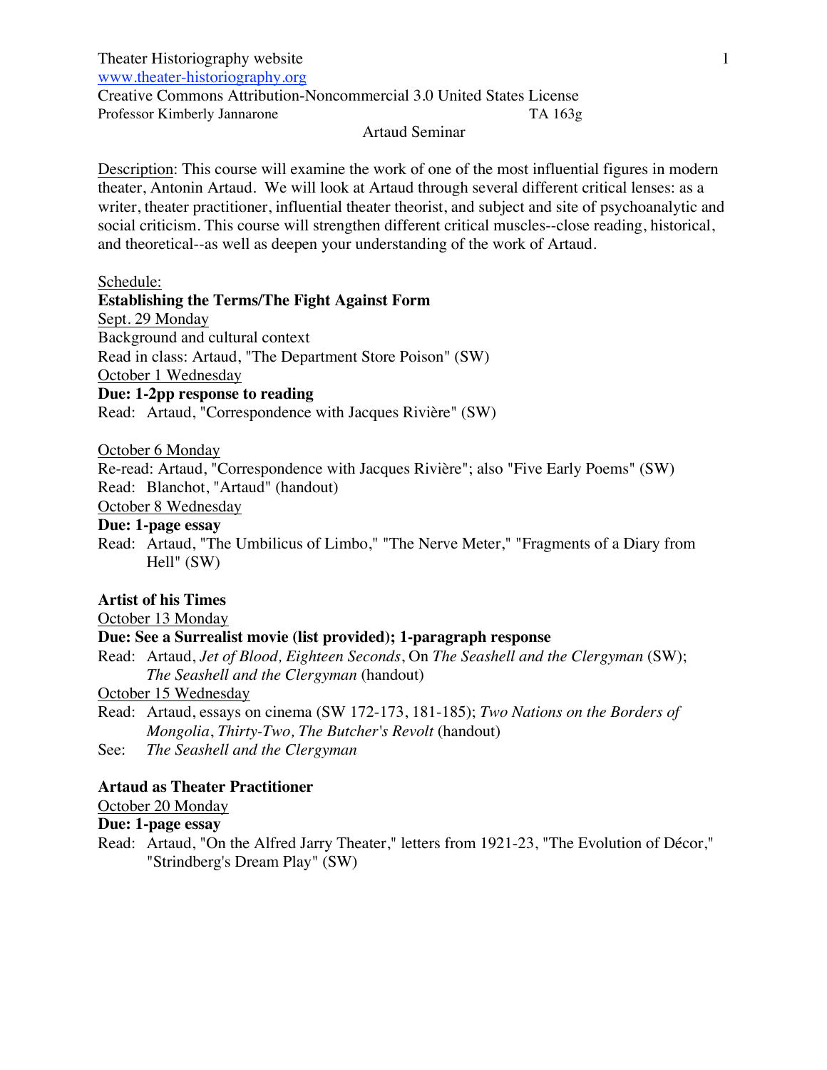Theater Historiography website
www.theater-historiography.org
Creative Commons Attribution-Noncommercial 3.0 United States License
Professor Kimberly Jannarone TA 163g

# Artaud Seminar

Description: This course will examine the work of one of the most influential figures in modern theater, Antonin Artaud. We will look at Artaud through several different critical lenses: as a writer, theater practitioner, influential theater theorist, and subject and site of psychoanalytic and social criticism. This course will strengthen different critical muscles--close reading, historical, and theoretical--as well as deepen your understanding of the work of Artaud.

Schedule:

**Establishing the Terms/The Fight Against Form**

Sept. 29 Monday
Background and cultural context
Read in class: Artaud, "The Department Store Poison" (SW)

October 1 Wednesday
**Due: 1-2pp response to reading**
Read: Artaud, "Correspondence with Jacques Rivière" (SW)

October 6 Monday
Re-read: Artaud, "Correspondence with Jacques Rivière"; also "Five Early Poems" (SW)
Read: Blanchot, "Artaud" (handout)

October 8 Wednesday
**Due: 1-page essay**
Read: Artaud, "The Umbilicus of Limbo," "The Nerve Meter," "Fragments of a Diary from Hell" (SW)

**Artist of his Times**

October 13 Monday
**Due: See a Surrealist movie (list provided); 1-paragraph response**
Read: Artaud, *Jet of Blood, Eighteen Seconds*, On *The Seashell and the Clergyman* (SW); *The Seashell and the Clergyman* (handout)

October 15 Wednesday
Read: Artaud, essays on cinema (SW 172-173, 181-185); *Two Nations on the Borders of Mongolia*, *Thirty-Two, The Butcher's Revolt* (handout)
See: *The Seashell and the Clergyman*

**Artaud as Theater Practitioner**

October 20 Monday
**Due: 1-page essay**
Read: Artaud, "On the Alfred Jarry Theater," letters from 1921-23, "The Evolution of Décor," "Strindberg's Dream Play" (SW)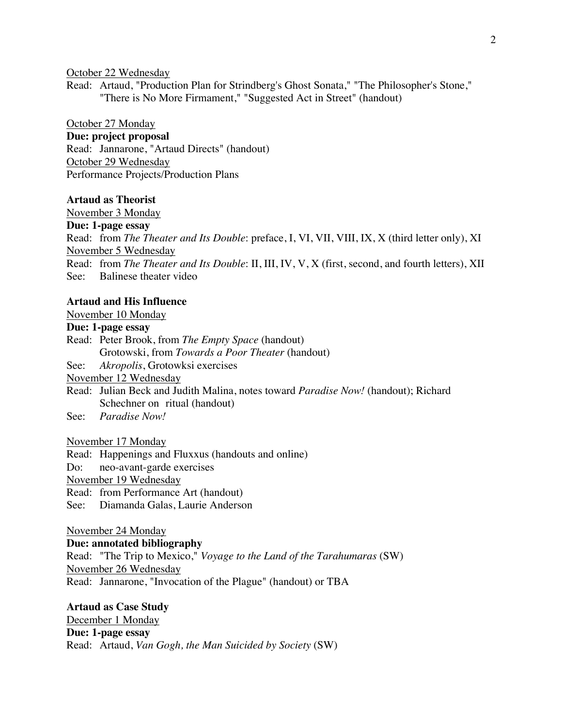October 22 Wednesday

Read: Artaud, "Production Plan for Strindberg's Ghost Sonata," "The Philosopher's Stone," "There is No More Firmament," "Suggested Act in Street" (handout)

October 27 Monday

**Due: project proposal**

Read: Jannarone, "Artaud Directs" (handout)

October 29 Wednesday

Performance Projects/Production Plans

**Artaud as Theorist**

November 3 Monday

**Due: 1-page essay**

Read: from *The Theater and Its Double*: preface, I, VI, VII, VIII, IX, X (third letter only), XI

November 5 Wednesday

Read: from *The Theater and Its Double*: II, III, IV, V, X (first, second, and fourth letters), XII

See: Balinese theater video

**Artaud and His Influence**

November 10 Monday

**Due: 1-page essay**

Read: Peter Brook, from *The Empty Space* (handout)
Grotowski, from *Towards a Poor Theater* (handout)

See: *Akropolis*, Grotowksi exercises

November 12 Wednesday

Read: Julian Beck and Judith Malina, notes toward *Paradise Now!* (handout); Richard Schechner on ritual (handout)

See: *Paradise Now!*

November 17 Monday

Read: Happenings and Fluxxus (handouts and online)

Do: neo-avant-garde exercises

November 19 Wednesday

Read: from Performance Art (handout)

See: Diamanda Galas, Laurie Anderson

November 24 Monday

**Due: annotated bibliography**

Read: "The Trip to Mexico," *Voyage to the Land of the Tarahumaras* (SW)

November 26 Wednesday

Read: Jannarone, "Invocation of the Plague" (handout) or TBA

**Artaud as Case Study**

December 1 Monday

**Due: 1-page essay**

Read: Artaud, *Van Gogh, the Man Suicided by Society* (SW)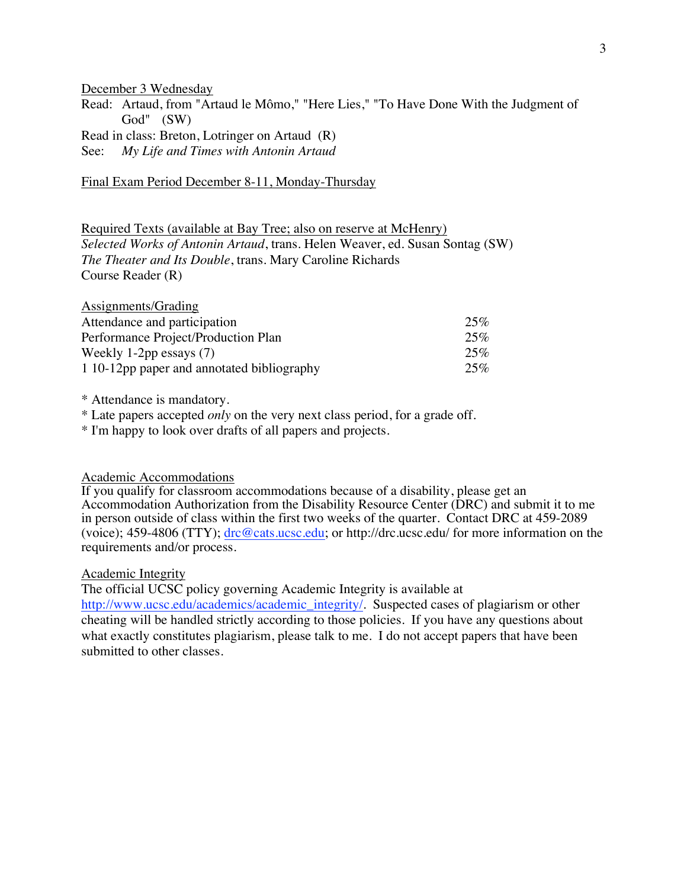December 3 Wednesday

Read: Artaud, from "Artaud le Mômo," "Here Lies," "To Have Done With the Judgment of God" (SW)

Read in class: Breton, Lotringer on Artaud (R)

See: *My Life and Times with Antonin Artaud*

Final Exam Period December 8-11, Monday-Thursday

Required Texts (available at Bay Tree; also on reserve at McHenry)

*Selected Works of Antonin Artaud*, trans. Helen Weaver, ed. Susan Sontag (SW)

*The Theater and Its Double*, trans. Mary Caroline Richards

Course Reader (R)

Assignments/Grading

| | |
|---|---|
| Attendance and participation | 25% |
| Performance Project/Production Plan | 25% |
| Weekly 1-2pp essays (7) | 25% |
| 1 10-12pp paper and annotated bibliography | 25% |

* Attendance is mandatory.
* Late papers accepted *only* on the very next class period, for a grade off.
* I'm happy to look over drafts of all papers and projects.

Academic Accommodations

If you qualify for classroom accommodations because of a disability, please get an Accommodation Authorization from the Disability Resource Center (DRC) and submit it to me in person outside of class within the first two weeks of the quarter. Contact DRC at 459-2089 (voice); 459-4806 (TTY); drc@cats.ucsc.edu; or http://drc.ucsc.edu/ for more information on the requirements and/or process.

Academic Integrity

The official UCSC policy governing Academic Integrity is available at http://www.ucsc.edu/academics/academic_integrity/. Suspected cases of plagiarism or other cheating will be handled strictly according to those policies. If you have any questions about what exactly constitutes plagiarism, please talk to me. I do not accept papers that have been submitted to other classes.